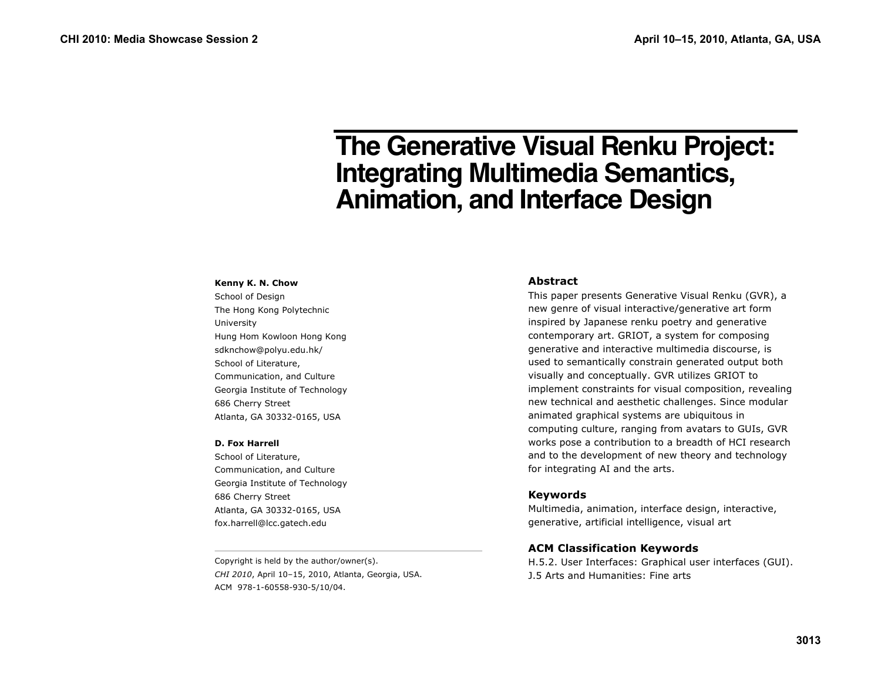# The Generative Visual Renku Project: Integrating Multimedia Semantics, Animation, and Interface Design

**Kenny K. N. Chow**
School of Design
The Hong Kong Polytechnic University
Hung Hom Kowloon Hong Kong
sdknchow@polyu.edu.hk/
School of Literature, Communication, and Culture
Georgia Institute of Technology
686 Cherry Street
Atlanta, GA 30332-0165, USA

**D. Fox Harrell**
School of Literature, Communication, and Culture
Georgia Institute of Technology
686 Cherry Street
Atlanta, GA 30332-0165, USA
fox.harrell@lcc.gatech.edu

Copyright is held by the author/owner(s).
*CHI 2010*, April 10–15, 2010, Atlanta, Georgia, USA.
ACM 978-1-60558-930-5/10/04.

## Abstract

This paper presents Generative Visual Renku (GVR), a new genre of visual interactive/generative art form inspired by Japanese renku poetry and generative contemporary art. GRIOT, a system for composing generative and interactive multimedia discourse, is used to semantically constrain generated output both visually and conceptually. GVR utilizes GRIOT to implement constraints for visual composition, revealing new technical and aesthetic challenges. Since modular animated graphical systems are ubiquitous in computing culture, ranging from avatars to GUIs, GVR works pose a contribution to a breadth of HCI research and to the development of new theory and technology for integrating AI and the arts.

## Keywords

Multimedia, animation, interface design, interactive, generative, artificial intelligence, visual art

## ACM Classification Keywords

H.5.2. User Interfaces: Graphical user interfaces (GUI).
J.5 Arts and Humanities: Fine arts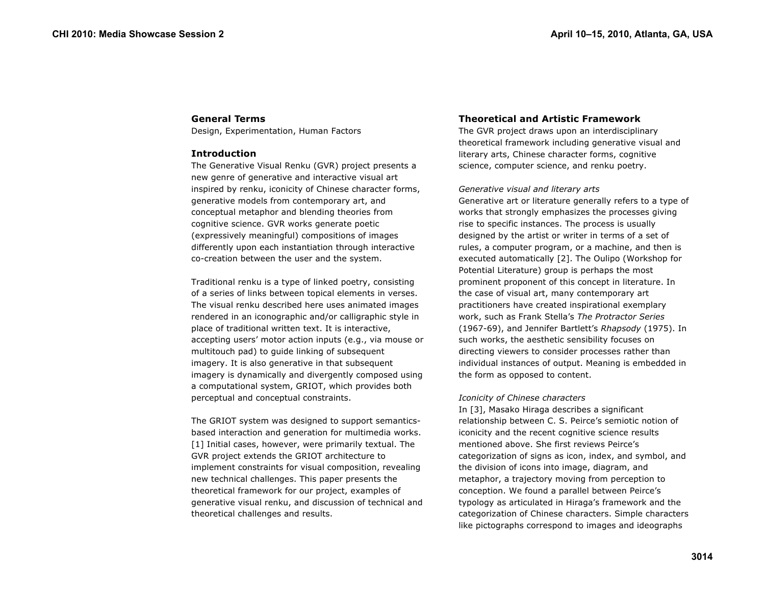## General Terms

Design, Experimentation, Human Factors

## Introduction

The Generative Visual Renku (GVR) project presents a new genre of generative and interactive visual art inspired by renku, iconicity of Chinese character forms, generative models from contemporary art, and conceptual metaphor and blending theories from cognitive science. GVR works generate poetic (expressively meaningful) compositions of images differently upon each instantiation through interactive co-creation between the user and the system.

Traditional renku is a type of linked poetry, consisting of a series of links between topical elements in verses. The visual renku described here uses animated images rendered in an iconographic and/or calligraphic style in place of traditional written text. It is interactive, accepting users' motor action inputs (e.g., via mouse or multitouch pad) to guide linking of subsequent imagery. It is also generative in that subsequent imagery is dynamically and divergently composed using a computational system, GRIOT, which provides both perceptual and conceptual constraints.

The GRIOT system was designed to support semantics-based interaction and generation for multimedia works. [1] Initial cases, however, were primarily textual. The GVR project extends the GRIOT architecture to implement constraints for visual composition, revealing new technical challenges. This paper presents the theoretical framework for our project, examples of generative visual renku, and discussion of technical and theoretical challenges and results.

## Theoretical and Artistic Framework

The GVR project draws upon an interdisciplinary theoretical framework including generative visual and literary arts, Chinese character forms, cognitive science, computer science, and renku poetry.

*Generative visual and literary arts*

Generative art or literature generally refers to a type of works that strongly emphasizes the processes giving rise to specific instances. The process is usually designed by the artist or writer in terms of a set of rules, a computer program, or a machine, and then is executed automatically [2]. The Oulipo (Workshop for Potential Literature) group is perhaps the most prominent proponent of this concept in literature. In the case of visual art, many contemporary art practitioners have created inspirational exemplary work, such as Frank Stella's *The Protractor Series* (1967-69), and Jennifer Bartlett's *Rhapsody* (1975). In such works, the aesthetic sensibility focuses on directing viewers to consider processes rather than individual instances of output. Meaning is embedded in the form as opposed to content.

*Iconicity of Chinese characters*

In [3], Masako Hiraga describes a significant relationship between C. S. Peirce's semiotic notion of iconicity and the recent cognitive science results mentioned above. She first reviews Peirce's categorization of signs as icon, index, and symbol, and the division of icons into image, diagram, and metaphor, a trajectory moving from perception to conception. We found a parallel between Peirce's typology as articulated in Hiraga's framework and the categorization of Chinese characters. Simple characters like pictographs correspond to images and ideographs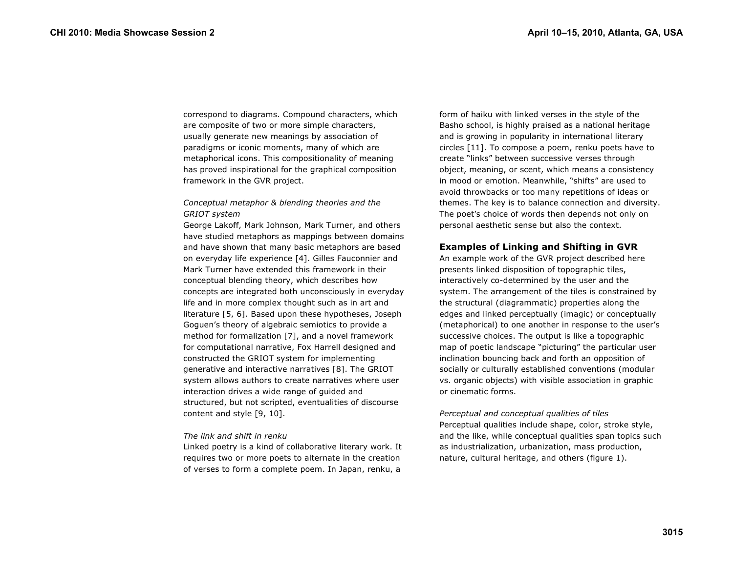correspond to diagrams. Compound characters, which are composite of two or more simple characters, usually generate new meanings by association of paradigms or iconic moments, many of which are metaphorical icons. This compositionality of meaning has proved inspirational for the graphical composition framework in the GVR project.

*Conceptual metaphor & blending theories and the GRIOT system*

George Lakoff, Mark Johnson, Mark Turner, and others have studied metaphors as mappings between domains and have shown that many basic metaphors are based on everyday life experience [4]. Gilles Fauconnier and Mark Turner have extended this framework in their conceptual blending theory, which describes how concepts are integrated both unconsciously in everyday life and in more complex thought such as in art and literature [5, 6]. Based upon these hypotheses, Joseph Goguen's theory of algebraic semiotics to provide a method for formalization [7], and a novel framework for computational narrative, Fox Harrell designed and constructed the GRIOT system for implementing generative and interactive narratives [8]. The GRIOT system allows authors to create narratives where user interaction drives a wide range of guided and structured, but not scripted, eventualities of discourse content and style [9, 10].

*The link and shift in renku*

Linked poetry is a kind of collaborative literary work. It requires two or more poets to alternate in the creation of verses to form a complete poem. In Japan, renku, a form of haiku with linked verses in the style of the Basho school, is highly praised as a national heritage and is growing in popularity in international literary circles [11]. To compose a poem, renku poets have to create "links" between successive verses through object, meaning, or scent, which means a consistency in mood or emotion. Meanwhile, "shifts" are used to avoid throwbacks or too many repetitions of ideas or themes. The key is to balance connection and diversity. The poet's choice of words then depends not only on personal aesthetic sense but also the context.

## Examples of Linking and Shifting in GVR

An example work of the GVR project described here presents linked disposition of topographic tiles, interactively co-determined by the user and the system. The arrangement of the tiles is constrained by the structural (diagrammatic) properties along the edges and linked perceptually (imagic) or conceptually (metaphorical) to one another in response to the user's successive choices. The output is like a topographic map of poetic landscape "picturing" the particular user inclination bouncing back and forth an opposition of socially or culturally established conventions (modular vs. organic objects) with visible association in graphic or cinematic forms.

*Perceptual and conceptual qualities of tiles*

Perceptual qualities include shape, color, stroke style, and the like, while conceptual qualities span topics such as industrialization, urbanization, mass production, nature, cultural heritage, and others (figure 1).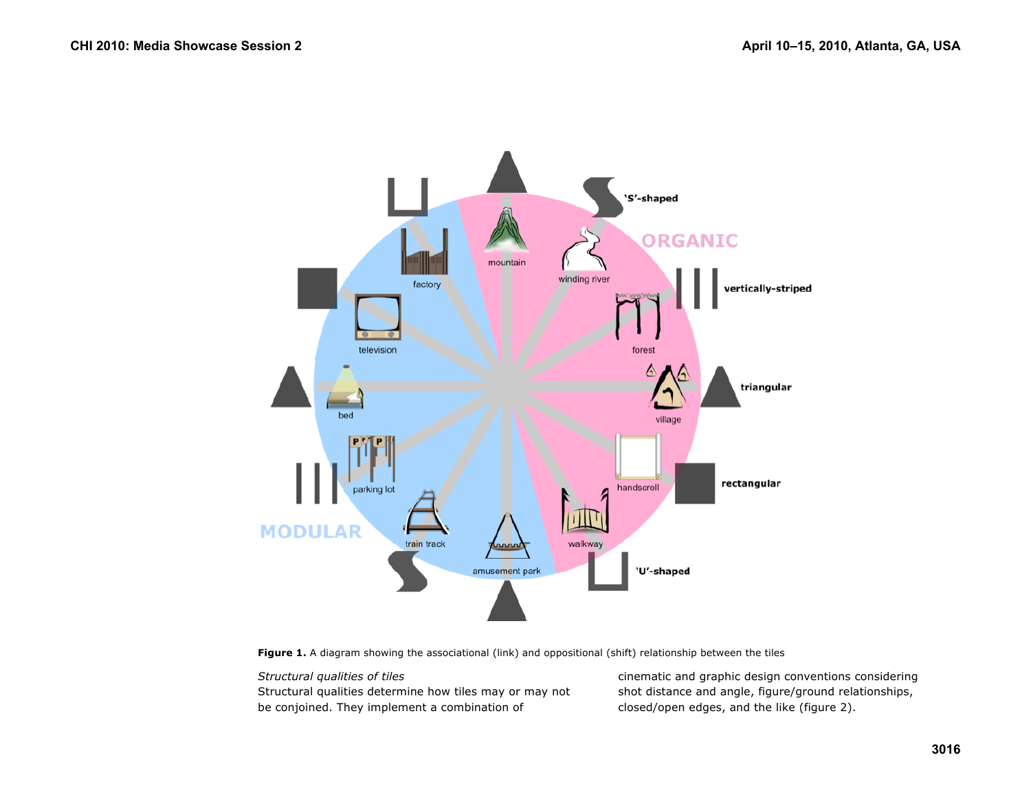**Figure 1.** A diagram showing the associational (link) and oppositional (shift) relationship between the tiles

*Structural qualities of tiles*

Structural qualities determine how tiles may or may not be conjoined. They implement a combination of cinematic and graphic design conventions considering shot distance and angle, figure/ground relationships, closed/open edges, and the like (figure 2).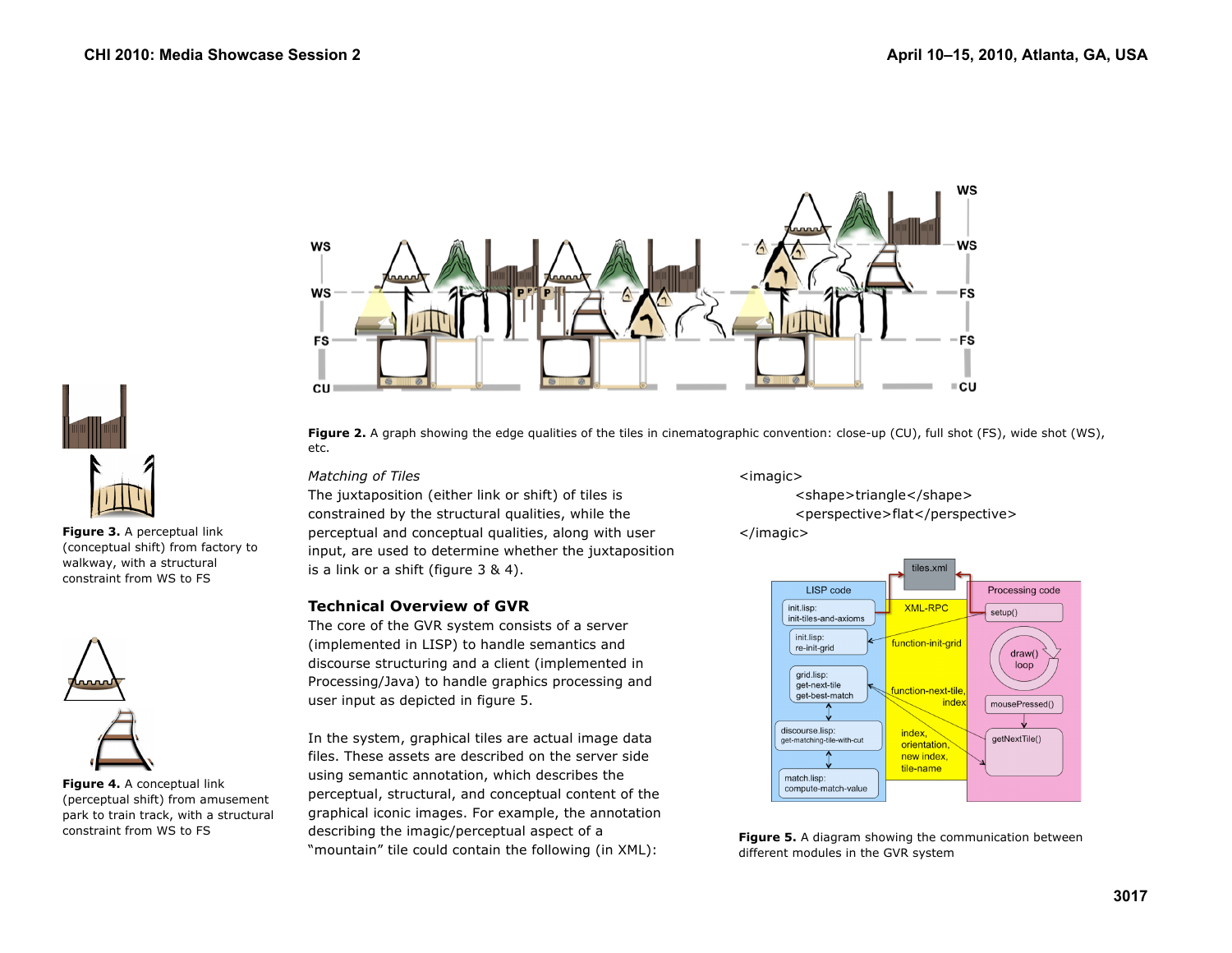**Figure 2.** A graph showing the edge qualities of the tiles in cinematographic convention: close-up (CU), full shot (FS), wide shot (WS), etc.

**Figure 3.** A perceptual link (conceptual shift) from factory to walkway, with a structural constraint from WS to FS

**Figure 4.** A conceptual link (perceptual shift) from amusement park to train track, with a structural constraint from WS to FS

*Matching of Tiles*

The juxtaposition (either link or shift) of tiles is constrained by the structural qualities, while the perceptual and conceptual qualities, along with user input, are used to determine whether the juxtaposition is a link or a shift (figure 3 & 4).

## Technical Overview of GVR

The core of the GVR system consists of a server (implemented in LISP) to handle semantics and discourse structuring and a client (implemented in Processing/Java) to handle graphics processing and user input as depicted in figure 5.

In the system, graphical tiles are actual image data files. These assets are described on the server side using semantic annotation, which describes the perceptual, structural, and conceptual content of the graphical iconic images. For example, the annotation describing the imagic/perceptual aspect of a "mountain" tile could contain the following (in XML):

```
<imagic>
        <shape>triangle</shape>
        <perspective>flat</perspective>
</imagic>
```

**Figure 5.** A diagram showing the communication between different modules in the GVR system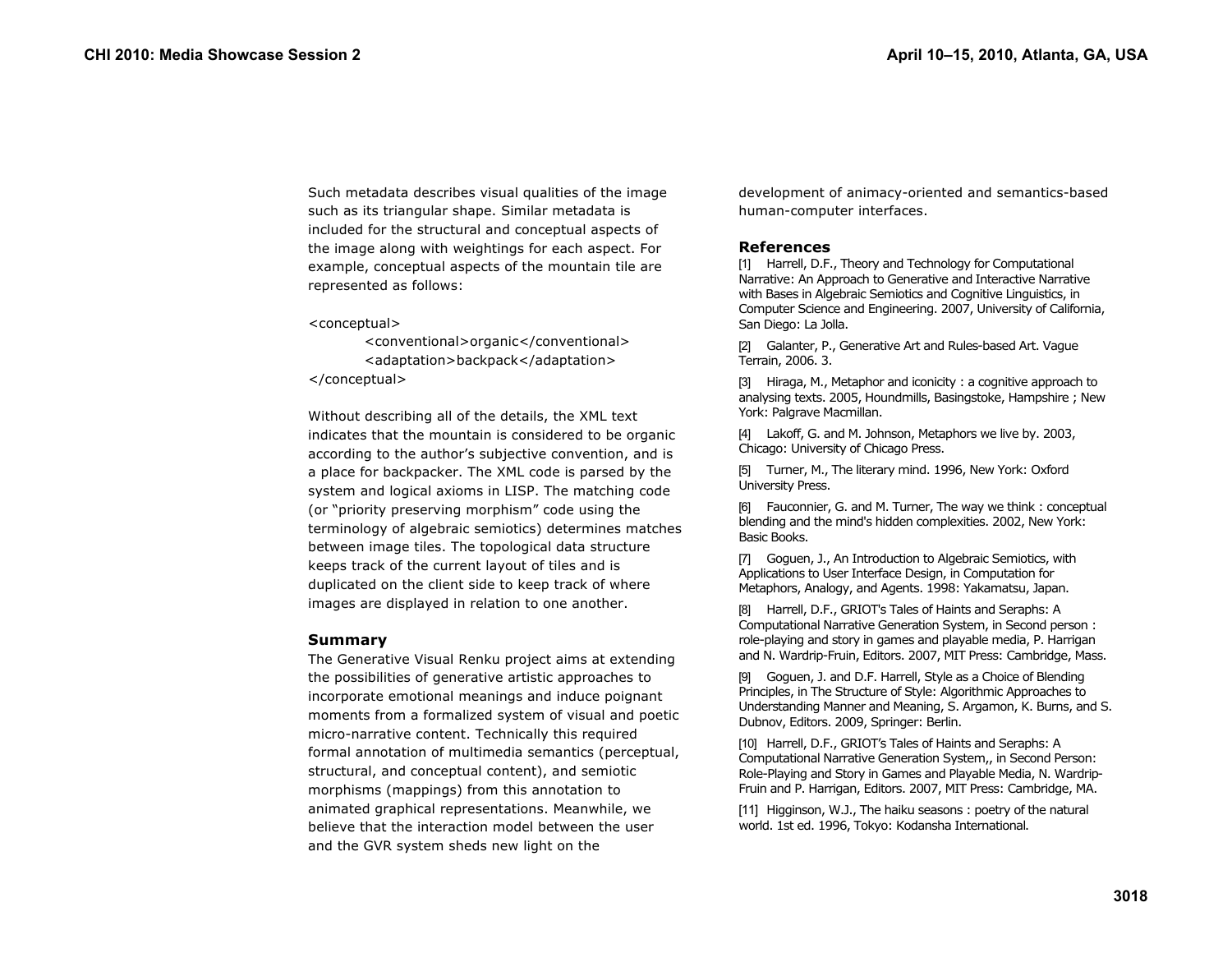Such metadata describes visual qualities of the image such as its triangular shape. Similar metadata is included for the structural and conceptual aspects of the image along with weightings for each aspect. For example, conceptual aspects of the mountain tile are represented as follows:

```
<conceptual>
        <conventional>organic</conventional>
        <adaptation>backpack</adaptation>
</conceptual>
```

Without describing all of the details, the XML text indicates that the mountain is considered to be organic according to the author's subjective convention, and is a place for backpacker. The XML code is parsed by the system and logical axioms in LISP. The matching code (or "priority preserving morphism" code using the terminology of algebraic semiotics) determines matches between image tiles. The topological data structure keeps track of the current layout of tiles and is duplicated on the client side to keep track of where images are displayed in relation to one another.

## Summary

The Generative Visual Renku project aims at extending the possibilities of generative artistic approaches to incorporate emotional meanings and induce poignant moments from a formalized system of visual and poetic micro-narrative content. Technically this required formal annotation of multimedia semantics (perceptual, structural, and conceptual content), and semiotic morphisms (mappings) from this annotation to animated graphical representations. Meanwhile, we believe that the interaction model between the user and the GVR system sheds new light on the development of animacy-oriented and semantics-based human-computer interfaces.

## References

[1] Harrell, D.F., Theory and Technology for Computational Narrative: An Approach to Generative and Interactive Narrative with Bases in Algebraic Semiotics and Cognitive Linguistics, in Computer Science and Engineering. 2007, University of California, San Diego: La Jolla.

[2] Galanter, P., Generative Art and Rules-based Art. Vague Terrain, 2006. 3.

[3] Hiraga, M., Metaphor and iconicity : a cognitive approach to analysing texts. 2005, Houndmills, Basingstoke, Hampshire ; New York: Palgrave Macmillan.

[4] Lakoff, G. and M. Johnson, Metaphors we live by. 2003, Chicago: University of Chicago Press.

[5] Turner, M., The literary mind. 1996, New York: Oxford University Press.

[6] Fauconnier, G. and M. Turner, The way we think : conceptual blending and the mind's hidden complexities. 2002, New York: Basic Books.

[7] Goguen, J., An Introduction to Algebraic Semiotics, with Applications to User Interface Design, in Computation for Metaphors, Analogy, and Agents. 1998: Yakamatsu, Japan.

[8] Harrell, D.F., GRIOT's Tales of Haints and Seraphs: A Computational Narrative Generation System, in Second person : role-playing and story in games and playable media, P. Harrigan and N. Wardrip-Fruin, Editors. 2007, MIT Press: Cambridge, Mass.

[9] Goguen, J. and D.F. Harrell, Style as a Choice of Blending Principles, in The Structure of Style: Algorithmic Approaches to Understanding Manner and Meaning, S. Argamon, K. Burns, and S. Dubnov, Editors. 2009, Springer: Berlin.

[10] Harrell, D.F., GRIOT's Tales of Haints and Seraphs: A Computational Narrative Generation System,, in Second Person: Role-Playing and Story in Games and Playable Media, N. Wardrip-Fruin and P. Harrigan, Editors. 2007, MIT Press: Cambridge, MA.

[11] Higginson, W.J., The haiku seasons : poetry of the natural world. 1st ed. 1996, Tokyo: Kodansha International.